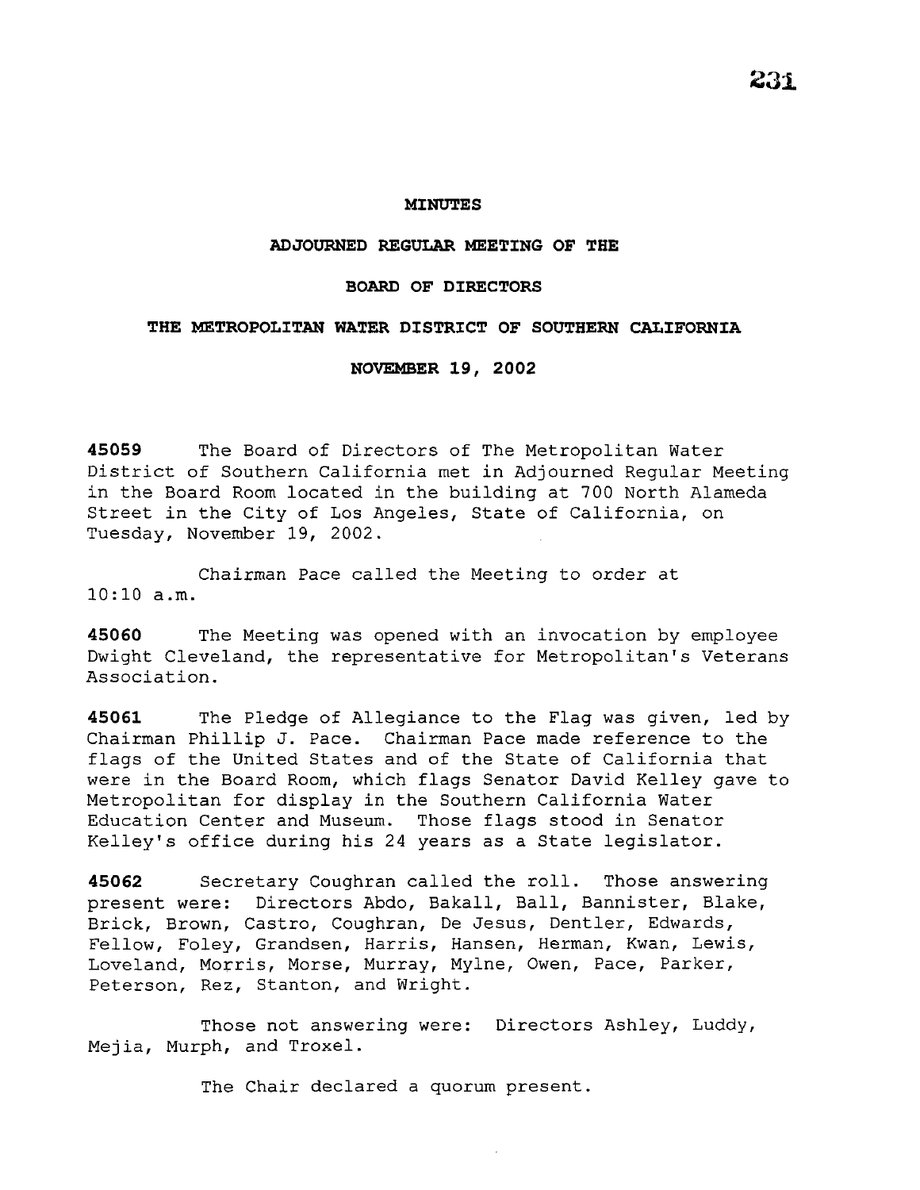**MINUTES**

**ADJOURNED REGULAR MEETING OF THE**

**BOARD OF DIRECTORS**

**THE METROPOLITAN WATER DISTRICT OF SOUTHERN CALIFORNIA**

**NOVEMBER 19, 2002**

**45059** The Board of Directors of The Metropolitan Water District of Southern California met in Adjourned Regular Meeting in the Board Room located in the building at 700 North Alameda Street in the City of Los Angeles, State of California, on Tuesday, November 19, 2002.

Chairman Pace called the Meeting to order at 10:10 a.m.

**45060** The Meeting was opened with an invocation by employee Dwight Cleveland, the representative for Metropolitan's Veterans Association.

**45061** The Pledge of Allegiance to the Flag was given, led by Chairman Phillip J. Pace. Chairman Pace made reference to the flags of the United States and of the State of California that were in the Board Room, which flags Senator David Kelley gave to Metropolitan for display in the Southern California Water Education Center and Museum. Those flags stood in Senator Kelley's office during his 24 years as a State legislator.

**45062** Secretary Coughran called the roll. Those answering present were: Directors Abdo, Bakall, Ball, Bannister, Blake, Brick, Brown, Castro, Coughran, De Jesus, Dentler, Edwards, Fellow, Foley, Grandsen, Harris, Hansen, Herman, Kwan, Lewis, Loveland, Morris, Morse, Murray, Mylne, Owen, Pace, Parker, Peterson, Rez, Stanton, and Wright.

Those not answering were: Directors Ashley, Luddy, Mejia, Murph, and Troxel.

The Chair declared a quorum present.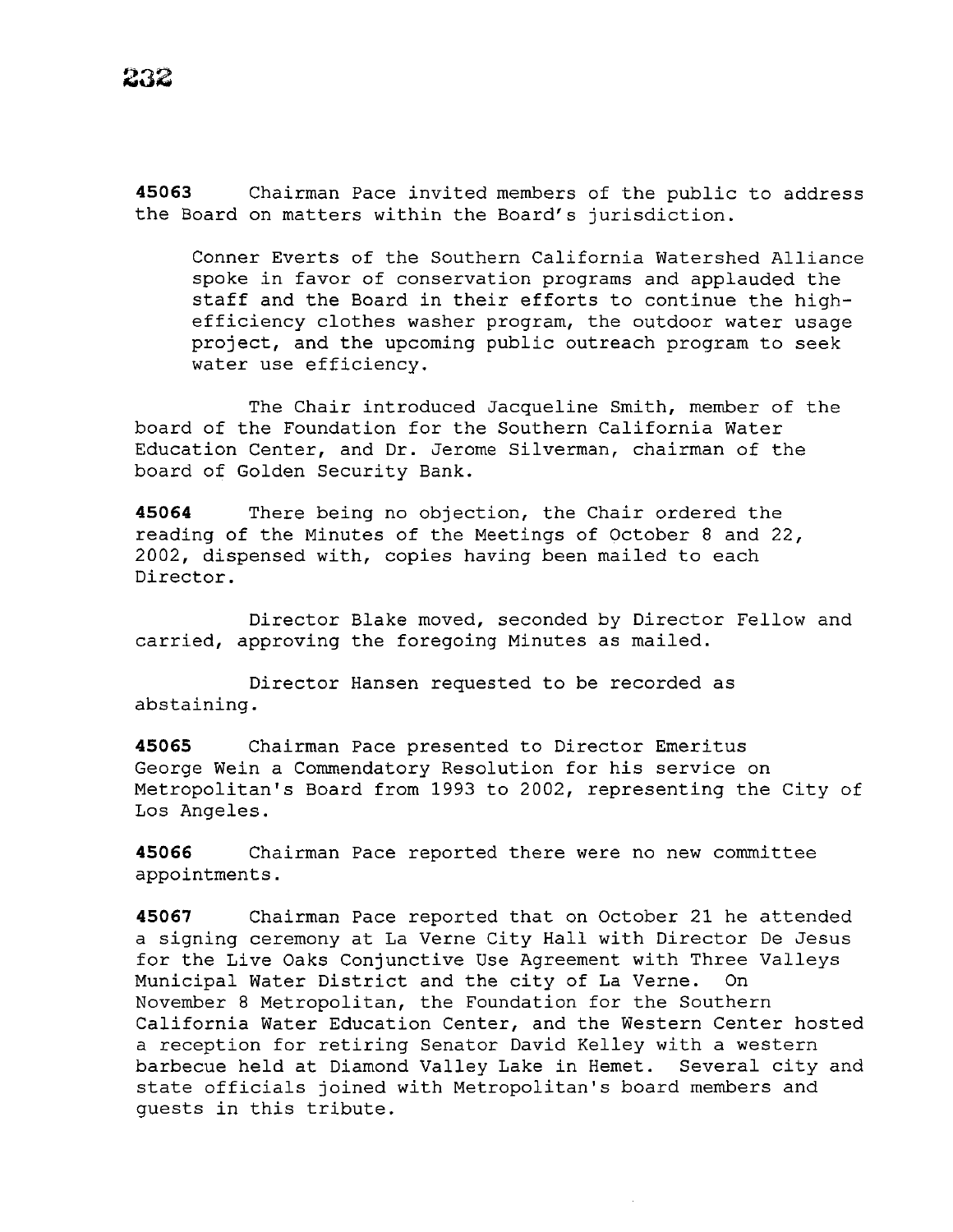**45063** Chairman Pace invited members of the public to address the Board on matters within the Board's jurisdiction.

> Conner Everts of the Southern California Watershed Alliance spoke in favor of conservation programs and applauded the staff and the Board in their efforts to continue the high-efficiency clothes washer program, the outdoor water usage project, and the upcoming public outreach program to seek water use efficiency.

The Chair introduced Jacqueline Smith, member of the board of the Foundation for the Southern California Water Education Center, and Dr. Jerome Silverman, chairman of the board of Golden Security Bank.

**45064** There being no objection, the Chair ordered the reading of the Minutes of the Meetings of October 8 and 22, 2002, dispensed with, copies having been mailed to each Director.

Director Blake moved, seconded by Director Fellow and carried, approving the foregoing Minutes as mailed.

Director Hansen requested to be recorded as abstaining.

**45065** Chairman Pace presented to Director Emeritus George Wein a Commendatory Resolution for his service on Metropolitan's Board from 1993 to 2002, representing the City of Los Angeles.

**45066** Chairman Pace reported there were no new committee appointments.

**45067** Chairman Pace reported that on October 21 he attended a signing ceremony at La Verne City Hall with Director De Jesus for the Live Oaks Conjunctive Use Agreement with Three Valleys Municipal Water District and the city of La Verne. On November 8 Metropolitan, the Foundation for the Southern California Water Education Center, and the Western Center hosted a reception for retiring Senator David Kelley with a western barbecue held at Diamond Valley Lake in Hemet. Several city and state officials joined with Metropolitan's board members and guests in this tribute.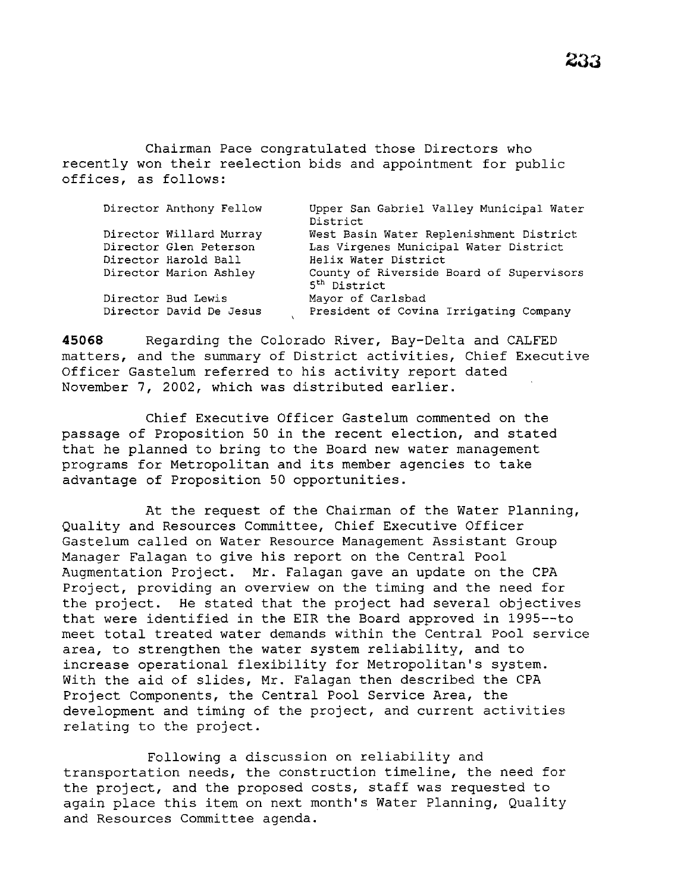Chairman Pace congratulated those Directors who recently won their reelection bids and appointment for public offices, as follows:

| | |
|---|---|
| Director Anthony Fellow | Upper San Gabriel Valley Municipal Water District |
| Director Willard Murray | West Basin Water Replenishment District |
| Director Glen Peterson | Las Virgenes Municipal Water District |
| Director Harold Ball | Helix Water District |
| Director Marion Ashley | County of Riverside Board of Supervisors 5th District |
| Director Bud Lewis | Mayor of Carlsbad |
| Director David De Jesus | President of Covina Irrigating Company |

**45068** Regarding the Colorado River, Bay-Delta and CALFED matters, and the summary of District activities, Chief Executive Officer Gastelum referred to his activity report dated November 7, 2002, which was distributed earlier.

Chief Executive Officer Gastelum commented on the passage of Proposition 50 in the recent election, and stated that he planned to bring to the Board new water management programs for Metropolitan and its member agencies to take advantage of Proposition 50 opportunities.

At the request of the Chairman of the Water Planning, Quality and Resources Committee, Chief Executive Officer Gastelum called on Water Resource Management Assistant Group Manager Falagan to give his report on the Central Pool Augmentation Project. Mr. Falagan gave an update on the CPA Project, providing an overview on the timing and the need for the project. He stated that the project had several objectives that were identified in the EIR the Board approved in 1995--to meet total treated water demands within the Central Pool service area, to strengthen the water system reliability, and to increase operational flexibility for Metropolitan's system. With the aid of slides, Mr. Falagan then described the CPA Project Components, the Central Pool Service Area, the development and timing of the project, and current activities relating to the project.

Following a discussion on reliability and transportation needs, the construction timeline, the need for the project, and the proposed costs, staff was requested to again place this item on next month's Water Planning, Quality and Resources Committee agenda.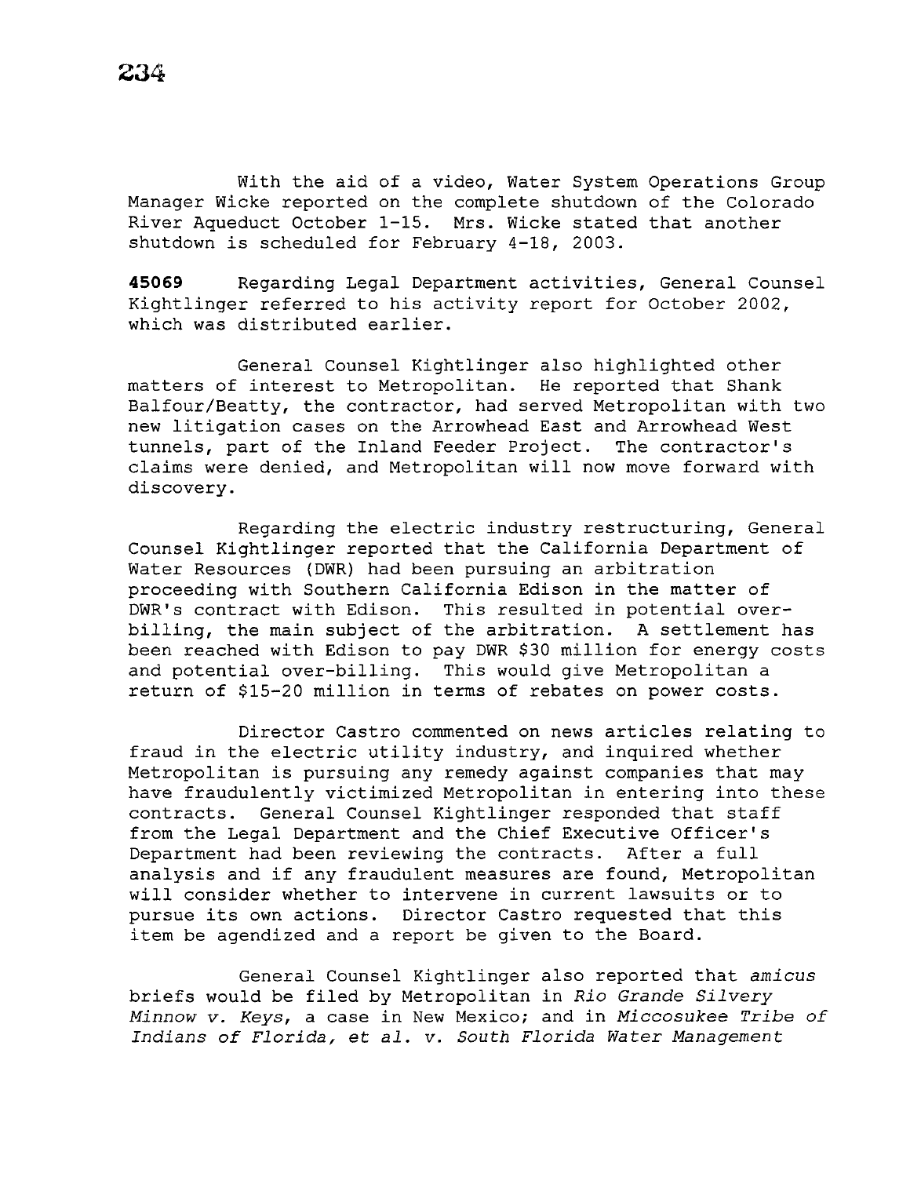With the aid of a video, Water System Operations Group Manager Wicke reported on the complete shutdown of the Colorado River Aqueduct October 1-15. Mrs. Wicke stated that another shutdown is scheduled for February 4-18, 2003.

**45069** Regarding Legal Department activities, General Counsel Kightlinger referred to his activity report for October 2002, which was distributed earlier.

General Counsel Kightlinger also highlighted other matters of interest to Metropolitan. He reported that Shank Balfour/Beatty, the contractor, had served Metropolitan with two new litigation cases on the Arrowhead East and Arrowhead West tunnels, part of the Inland Feeder Project. The contractor's claims were denied, and Metropolitan will now move forward with discovery.

Regarding the electric industry restructuring, General Counsel Kightlinger reported that the California Department of Water Resources (DWR) had been pursuing an arbitration proceeding with Southern California Edison in the matter of DWR's contract with Edison. This resulted in potential over-billing, the main subject of the arbitration. A settlement has been reached with Edison to pay DWR $30 million for energy costs and potential over-billing. This would give Metropolitan a return of $15-20 million in terms of rebates on power costs.

Director Castro commented on news articles relating to fraud in the electric utility industry, and inquired whether Metropolitan is pursuing any remedy against companies that may have fraudulently victimized Metropolitan in entering into these contracts. General Counsel Kightlinger responded that staff from the Legal Department and the Chief Executive Officer's Department had been reviewing the contracts. After a full analysis and if any fraudulent measures are found, Metropolitan will consider whether to intervene in current lawsuits or to pursue its own actions. Director Castro requested that this item be agendized and a report be given to the Board.

General Counsel Kightlinger also reported that *amicus* briefs would be filed by Metropolitan in *Rio Grande Silvery Minnow v. Keys*, a case in New Mexico; and in *Miccosukee Tribe of Indians of Florida, et al. v. South Florida Water Management*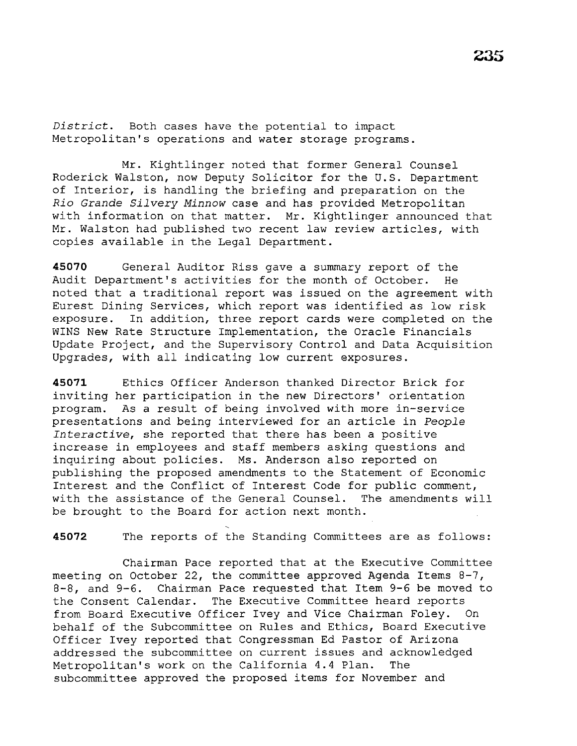*District*. Both cases have the potential to impact Metropolitan's operations and water storage programs.

Mr. Kightlinger noted that former General Counsel Roderick Walston, now Deputy Solicitor for the U.S. Department of Interior, is handling the briefing and preparation on the *Rio Grande Silvery Minnow* case and has provided Metropolitan with information on that matter. Mr. Kightlinger announced that Mr. Walston had published two recent law review articles, with copies available in the Legal Department.

**45070** General Auditor Riss gave a summary report of the Audit Department's activities for the month of October. He noted that a traditional report was issued on the agreement with Eurest Dining Services, which report was identified as low risk exposure. In addition, three report cards were completed on the WINS New Rate Structure Implementation, the Oracle Financials Update Project, and the Supervisory Control and Data Acquisition Upgrades, with all indicating low current exposures.

**45071** Ethics Officer Anderson thanked Director Brick for inviting her participation in the new Directors' orientation program. As a result of being involved with more in-service presentations and being interviewed for an article in *People Interactive*, she reported that there has been a positive increase in employees and staff members asking questions and inquiring about policies. Ms. Anderson also reported on publishing the proposed amendments to the Statement of Economic Interest and the Conflict of Interest Code for public comment, with the assistance of the General Counsel. The amendments will be brought to the Board for action next month.

**45072** The reports of the Standing Committees are as follows:

Chairman Pace reported that at the Executive Committee meeting on October 22, the committee approved Agenda Items 8-7, 8-8, and 9-6. Chairman Pace requested that Item 9-6 be moved to the Consent Calendar. The Executive Committee heard reports from Board Executive Officer Ivey and Vice Chairman Foley. On behalf of the Subcommittee on Rules and Ethics, Board Executive Officer Ivey reported that Congressman Ed Pastor of Arizona addressed the subcommittee on current issues and acknowledged Metropolitan's work on the California 4.4 Plan. The subcommittee approved the proposed items for November and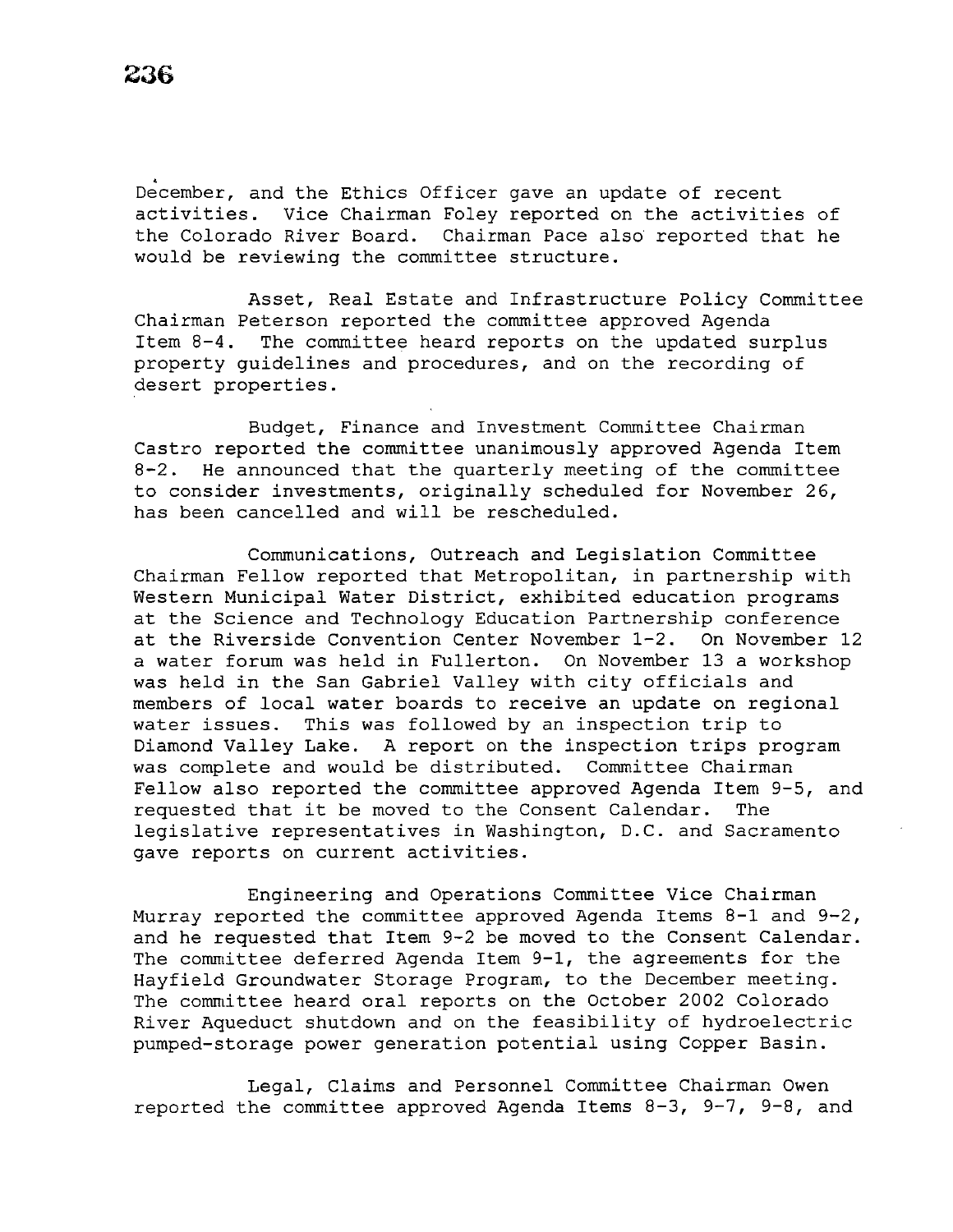December, and the Ethics Officer gave an update of recent activities. Vice Chairman Foley reported on the activities of the Colorado River Board. Chairman Pace also reported that he would be reviewing the committee structure.

Asset, Real Estate and Infrastructure Policy Committee Chairman Peterson reported the committee approved Agenda Item 8-4. The committee heard reports on the updated surplus property guidelines and procedures, and on the recording of desert properties.

Budget, Finance and Investment Committee Chairman Castro reported the committee unanimously approved Agenda Item 8-2. He announced that the quarterly meeting of the committee to consider investments, originally scheduled for November 26, has been cancelled and will be rescheduled.

Communications, Outreach and Legislation Committee Chairman Fellow reported that Metropolitan, in partnership with Western Municipal Water District, exhibited education programs at the Science and Technology Education Partnership conference at the Riverside Convention Center November 1-2. On November 12 a water forum was held in Fullerton. On November 13 a workshop was held in the San Gabriel Valley with city officials and members of local water boards to receive an update on regional water issues. This was followed by an inspection trip to Diamond Valley Lake. A report on the inspection trips program was complete and would be distributed. Committee Chairman Fellow also reported the committee approved Agenda Item 9-5, and requested that it be moved to the Consent Calendar. The legislative representatives in Washington, D.C. and Sacramento gave reports on current activities.

Engineering and Operations Committee Vice Chairman Murray reported the committee approved Agenda Items 8-1 and 9-2, and he requested that Item 9-2 be moved to the Consent Calendar. The committee deferred Agenda Item 9-1, the agreements for the Hayfield Groundwater Storage Program, to the December meeting. The committee heard oral reports on the October 2002 Colorado River Aqueduct shutdown and on the feasibility of hydroelectric pumped-storage power generation potential using Copper Basin.

Legal, Claims and Personnel Committee Chairman Owen reported the committee approved Agenda Items 8-3, 9-7, 9-8, and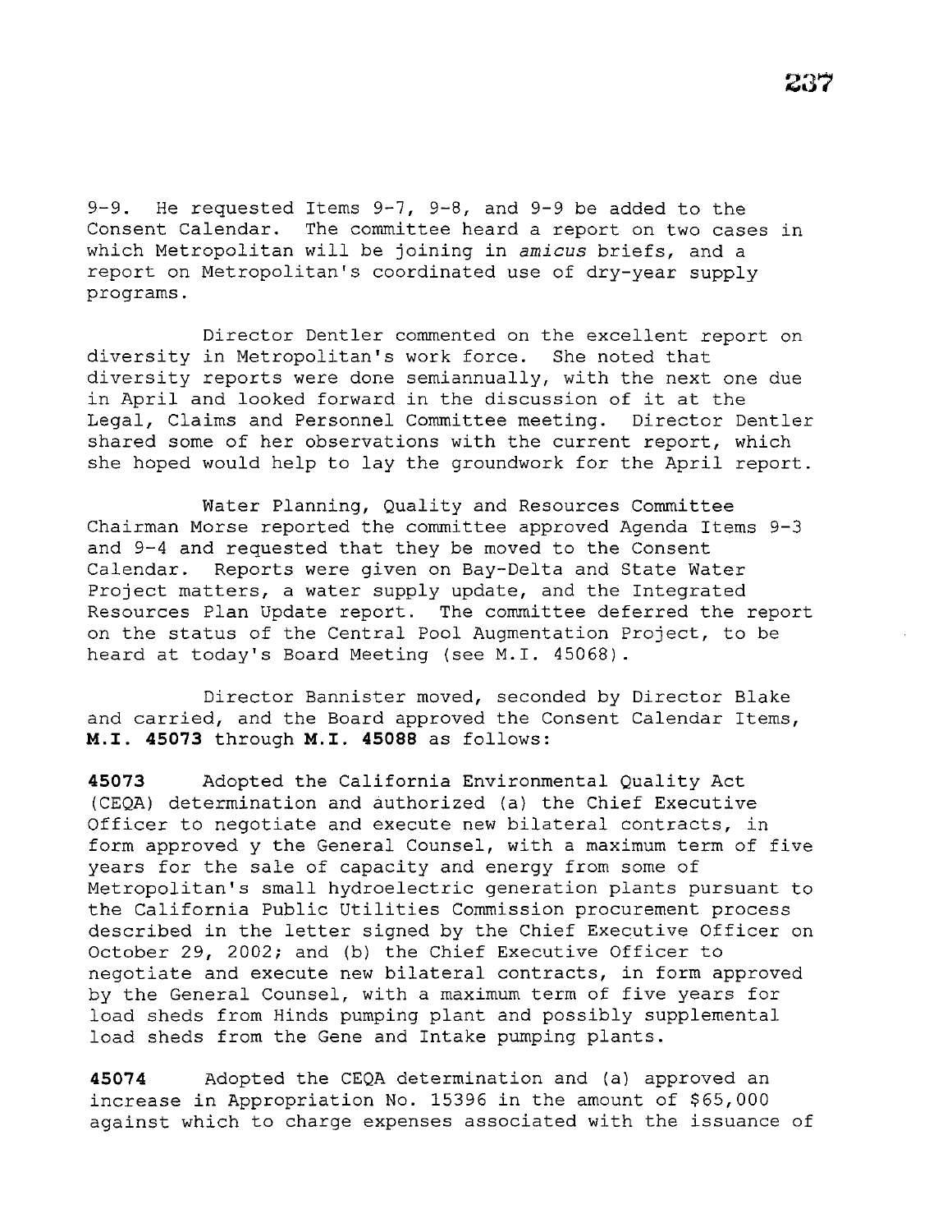9-9. He requested Items 9-7, 9-8, and 9-9 be added to the Consent Calendar. The committee heard a report on two cases in which Metropolitan will be joining in *amicus* briefs, and a report on Metropolitan's coordinated use of dry-year supply programs.

Director Dentler commented on the excellent report on diversity in Metropolitan's work force. She noted that diversity reports were done semiannually, with the next one due in April and looked forward in the discussion of it at the Legal, Claims and Personnel Committee meeting. Director Dentler shared some of her observations with the current report, which she hoped would help to lay the groundwork for the April report.

Water Planning, Quality and Resources Committee Chairman Morse reported the committee approved Agenda Items 9-3 and 9-4 and requested that they be moved to the Consent Calendar. Reports were given on Bay-Delta and State Water Project matters, a water supply update, and the Integrated Resources Plan Update report. The committee deferred the report on the status of the Central Pool Augmentation Project, to be heard at today's Board Meeting (see M.I. 45068).

Director Bannister moved, seconded by Director Blake and carried, and the Board approved the Consent Calendar Items, **M.I. 45073** through **M.I. 45088** as follows:

**45073** Adopted the California Environmental Quality Act (CEQA) determination and authorized (a) the Chief Executive Officer to negotiate and execute new bilateral contracts, in form approved y the General Counsel, with a maximum term of five years for the sale of capacity and energy from some of Metropolitan's small hydroelectric generation plants pursuant to the California Public Utilities Commission procurement process described in the letter signed by the Chief Executive Officer on October 29, 2002; and (b) the Chief Executive Officer to negotiate and execute new bilateral contracts, in form approved by the General Counsel, with a maximum term of five years for load sheds from Hinds pumping plant and possibly supplemental load sheds from the Gene and Intake pumping plants.

**45074** Adopted the CEQA determination and (a) approved an increase in Appropriation No. 15396 in the amount of $65,000 against which to charge expenses associated with the issuance of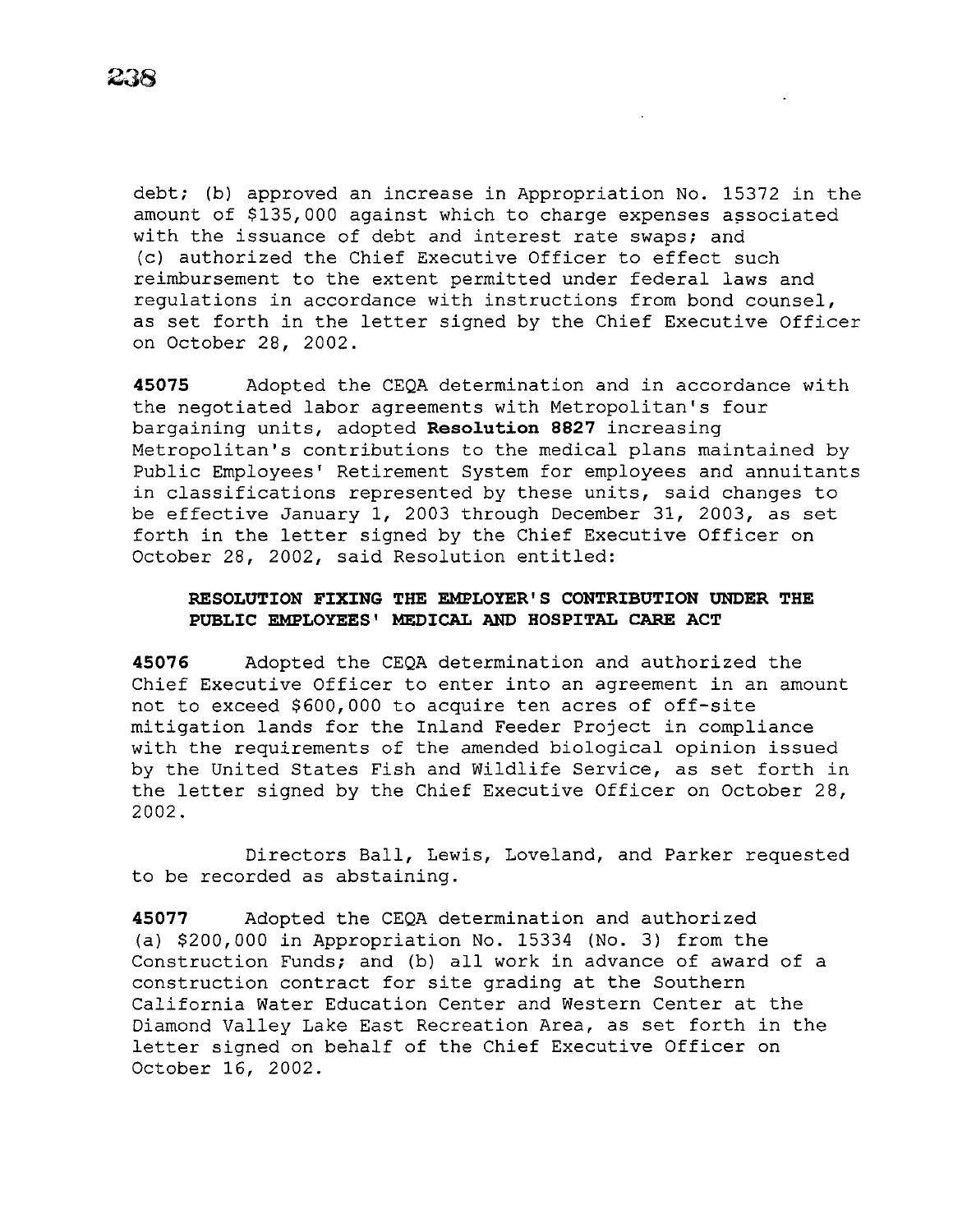debt; (b) approved an increase in Appropriation No. 15372 in the amount of $135,000 against which to charge expenses associated with the issuance of debt and interest rate swaps; and (c) authorized the Chief Executive Officer to effect such reimbursement to the extent permitted under federal laws and regulations in accordance with instructions from bond counsel, as set forth in the letter signed by the Chief Executive Officer on October 28, 2002.

**45075** Adopted the CEQA determination and in accordance with the negotiated labor agreements with Metropolitan's four bargaining units, adopted **Resolution 8827** increasing Metropolitan's contributions to the medical plans maintained by Public Employees' Retirement System for employees and annuitants in classifications represented by these units, said changes to be effective January 1, 2003 through December 31, 2003, as set forth in the letter signed by the Chief Executive Officer on October 28, 2002, said Resolution entitled:

**RESOLUTION FIXING THE EMPLOYER'S CONTRIBUTION UNDER THE PUBLIC EMPLOYEES' MEDICAL AND HOSPITAL CARE ACT**

**45076** Adopted the CEQA determination and authorized the Chief Executive Officer to enter into an agreement in an amount not to exceed $600,000 to acquire ten acres of off-site mitigation lands for the Inland Feeder Project in compliance with the requirements of the amended biological opinion issued by the United States Fish and Wildlife Service, as set forth in the letter signed by the Chief Executive Officer on October 28, 2002.

Directors Ball, Lewis, Loveland, and Parker requested to be recorded as abstaining.

**45077** Adopted the CEQA determination and authorized (a) $200,000 in Appropriation No. 15334 (No. 3) from the Construction Funds; and (b) all work in advance of award of a construction contract for site grading at the Southern California Water Education Center and Western Center at the Diamond Valley Lake East Recreation Area, as set forth in the letter signed on behalf of the Chief Executive Officer on October 16, 2002.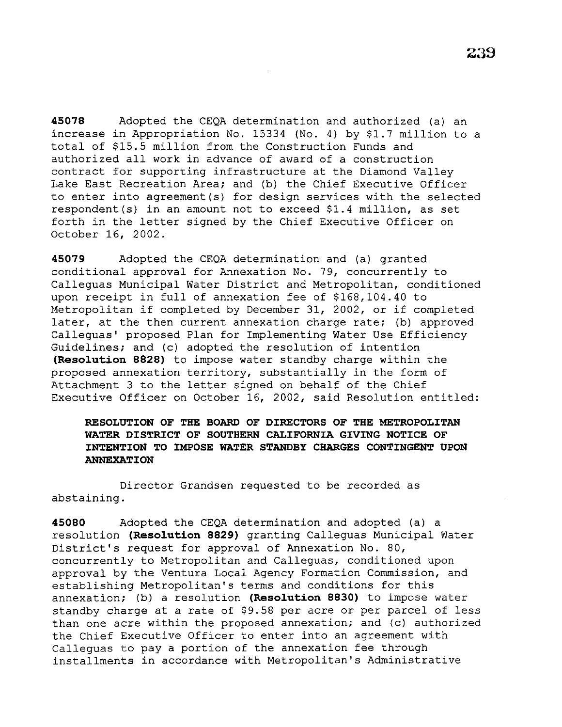**45078** Adopted the CEQA determination and authorized (a) an increase in Appropriation No. 15334 (No. 4) by $1.7 million to a total of $15.5 million from the Construction Funds and authorized all work in advance of award of a construction contract for supporting infrastructure at the Diamond Valley Lake East Recreation Area; and (b) the Chief Executive Officer to enter into agreement(s) for design services with the selected respondent(s) in an amount not to exceed $1.4 million, as set forth in the letter signed by the Chief Executive Officer on October 16, 2002.

**45079** Adopted the CEQA determination and (a) granted conditional approval for Annexation No. 79, concurrently to Calleguas Municipal Water District and Metropolitan, conditioned upon receipt in full of annexation fee of $168,104.40 to Metropolitan if completed by December 31, 2002, or if completed later, at the then current annexation charge rate; (b) approved Calleguas' proposed Plan for Implementing Water Use Efficiency Guidelines; and (c) adopted the resolution of intention **(Resolution 8828)** to impose water standby charge within the proposed annexation territory, substantially in the form of Attachment 3 to the letter signed on behalf of the Chief Executive Officer on October 16, 2002, said Resolution entitled:

> **RESOLUTION OF THE BOARD OF DIRECTORS OF THE METROPOLITAN WATER DISTRICT OF SOUTHERN CALIFORNIA GIVING NOTICE OF INTENTION TO IMPOSE WATER STANDBY CHARGES CONTINGENT UPON ANNEXATION**

Director Grandsen requested to be recorded as abstaining.

**45080** Adopted the CEQA determination and adopted (a) a resolution **(Resolution 8829)** granting Calleguas Municipal Water District's request for approval of Annexation No. 80, concurrently to Metropolitan and Calleguas, conditioned upon approval by the Ventura Local Agency Formation Commission, and establishing Metropolitan's terms and conditions for this annexation; (b) a resolution **(Resolution 8830)** to impose water standby charge at a rate of $9.58 per acre or per parcel of less than one acre within the proposed annexation; and (c) authorized the Chief Executive Officer to enter into an agreement with Calleguas to pay a portion of the annexation fee through installments in accordance with Metropolitan's Administrative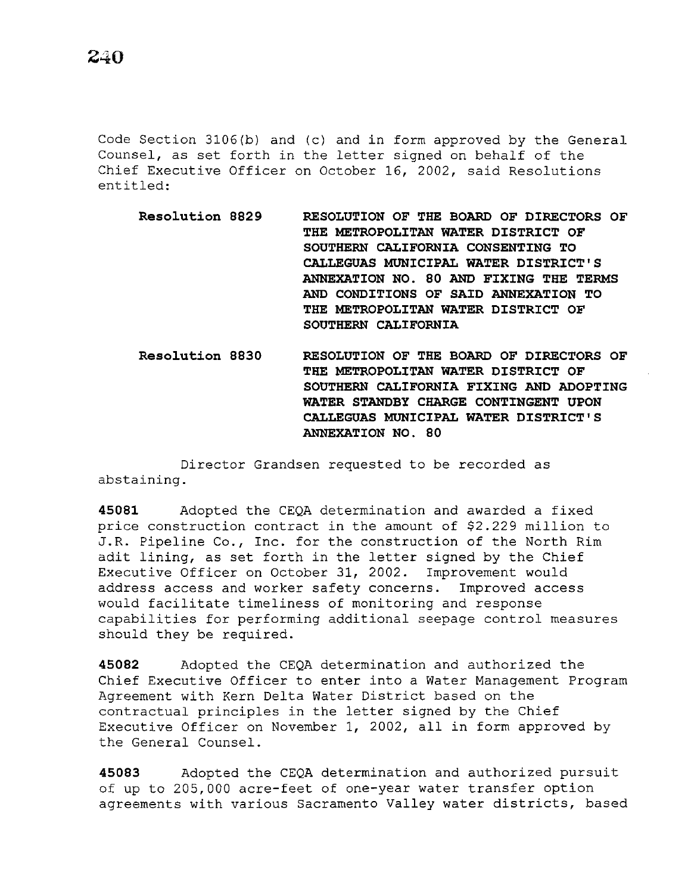Code Section 3106(b) and (c) and in form approved by the General Counsel, as set forth in the letter signed on behalf of the Chief Executive Officer on October 16, 2002, said Resolutions entitled:

**Resolution 8829** **RESOLUTION OF THE BOARD OF DIRECTORS OF THE METROPOLITAN WATER DISTRICT OF SOUTHERN CALIFORNIA CONSENTING TO CALLEGUAS MUNICIPAL WATER DISTRICT'S ANNEXATION NO. 80 AND FIXING THE TERMS AND CONDITIONS OF SAID ANNEXATION TO THE METROPOLITAN WATER DISTRICT OF SOUTHERN CALIFORNIA**

**Resolution 8830** **RESOLUTION OF THE BOARD OF DIRECTORS OF THE METROPOLITAN WATER DISTRICT OF SOUTHERN CALIFORNIA FIXING AND ADOPTING WATER STANDBY CHARGE CONTINGENT UPON CALLEGUAS MUNICIPAL WATER DISTRICT'S ANNEXATION NO. 80**

Director Grandsen requested to be recorded as abstaining.

**45081** Adopted the CEQA determination and awarded a fixed price construction contract in the amount of $2.229 million to J.R. Pipeline Co., Inc. for the construction of the North Rim adit lining, as set forth in the letter signed by the Chief Executive Officer on October 31, 2002. Improvement would address access and worker safety concerns. Improved access would facilitate timeliness of monitoring and response capabilities for performing additional seepage control measures should they be required.

**45082** Adopted the CEQA determination and authorized the Chief Executive Officer to enter into a Water Management Program Agreement with Kern Delta Water District based on the contractual principles in the letter signed by the Chief Executive Officer on November 1, 2002, all in form approved by the General Counsel.

**45083** Adopted the CEQA determination and authorized pursuit of up to 205,000 acre-feet of one-year water transfer option agreements with various Sacramento Valley water districts, based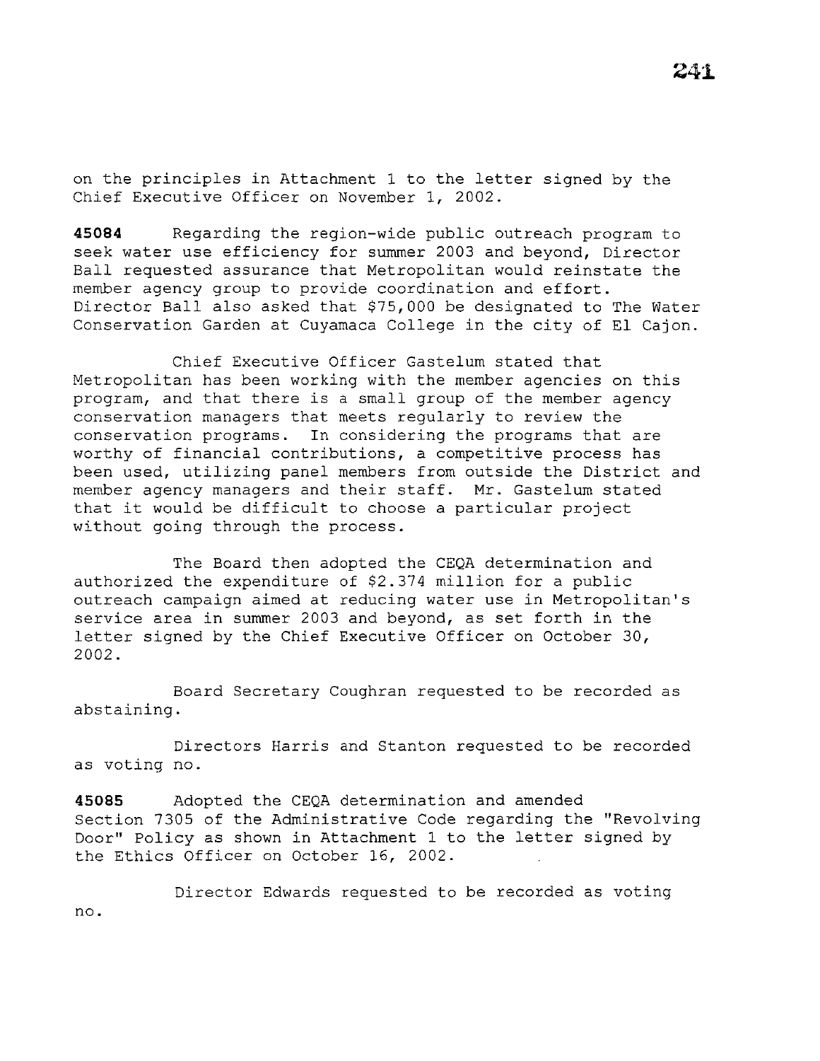on the principles in Attachment 1 to the letter signed by the Chief Executive Officer on November 1, 2002.

**45084** Regarding the region-wide public outreach program to seek water use efficiency for summer 2003 and beyond, Director Ball requested assurance that Metropolitan would reinstate the member agency group to provide coordination and effort. Director Ball also asked that $75,000 be designated to The Water Conservation Garden at Cuyamaca College in the city of El Cajon.

Chief Executive Officer Gastelum stated that Metropolitan has been working with the member agencies on this program, and that there is a small group of the member agency conservation managers that meets regularly to review the conservation programs. In considering the programs that are worthy of financial contributions, a competitive process has been used, utilizing panel members from outside the District and member agency managers and their staff. Mr. Gastelum stated that it would be difficult to choose a particular project without going through the process.

The Board then adopted the CEQA determination and authorized the expenditure of $2.374 million for a public outreach campaign aimed at reducing water use in Metropolitan's service area in summer 2003 and beyond, as set forth in the letter signed by the Chief Executive Officer on October 30, 2002.

Board Secretary Coughran requested to be recorded as abstaining.

Directors Harris and Stanton requested to be recorded as voting no.

**45085** Adopted the CEQA determination and amended Section 7305 of the Administrative Code regarding the "Revolving Door" Policy as shown in Attachment 1 to the letter signed by the Ethics Officer on October 16, 2002.

Director Edwards requested to be recorded as voting no.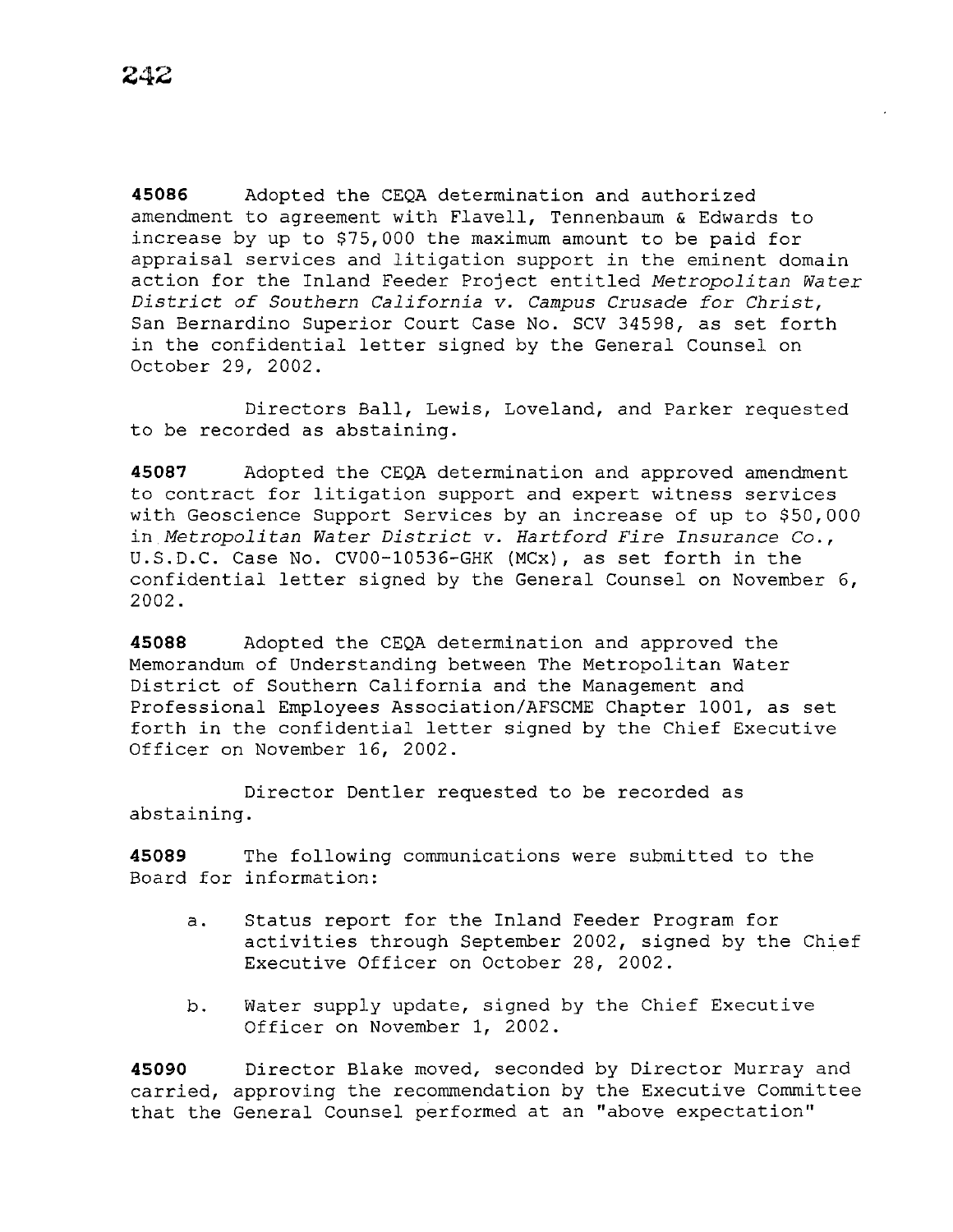**45086** Adopted the CEQA determination and authorized amendment to agreement with Flavell, Tennenbaum & Edwards to increase by up to $75,000 the maximum amount to be paid for appraisal services and litigation support in the eminent domain action for the Inland Feeder Project entitled *Metropolitan Water District of Southern California v. Campus Crusade for Christ*, San Bernardino Superior Court Case No. SCV 34598, as set forth in the confidential letter signed by the General Counsel on October 29, 2002.

Directors Ball, Lewis, Loveland, and Parker requested to be recorded as abstaining.

**45087** Adopted the CEQA determination and approved amendment to contract for litigation support and expert witness services with Geoscience Support Services by an increase of up to $50,000 in *Metropolitan Water District v. Hartford Fire Insurance Co.*, U.S.D.C. Case No. CV00-10536-GHK (MCx), as set forth in the confidential letter signed by the General Counsel on November 6, 2002.

**45088** Adopted the CEQA determination and approved the Memorandum of Understanding between The Metropolitan Water District of Southern California and the Management and Professional Employees Association/AFSCME Chapter 1001, as set forth in the confidential letter signed by the Chief Executive Officer on November 16, 2002.

Director Dentler requested to be recorded as abstaining.

**45089** The following communications were submitted to the Board for information:

a. Status report for the Inland Feeder Program for activities through September 2002, signed by the Chief Executive Officer on October 28, 2002.

b. Water supply update, signed by the Chief Executive Officer on November 1, 2002.

**45090** Director Blake moved, seconded by Director Murray and carried, approving the recommendation by the Executive Committee that the General Counsel performed at an "above expectation"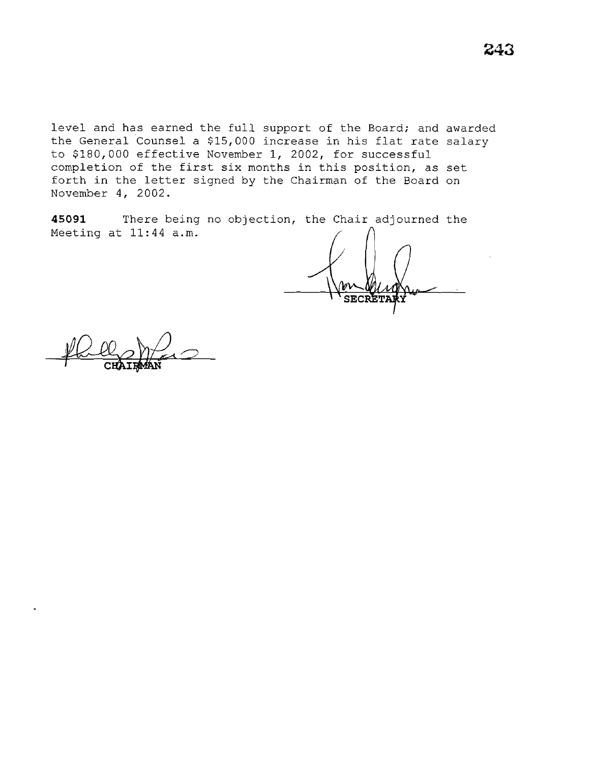level and has earned the full support of the Board; and awarded the General Counsel a $15,000 increase in his flat rate salary to $180,000 effective November 1, 2002, for successful completion of the first six months in this position, as set forth in the letter signed by the Chairman of the Board on November 4, 2002.

**45091** There being no objection, the Chair adjourned the Meeting at 11:44 a.m.

SECRETARY

CHAIRMAN